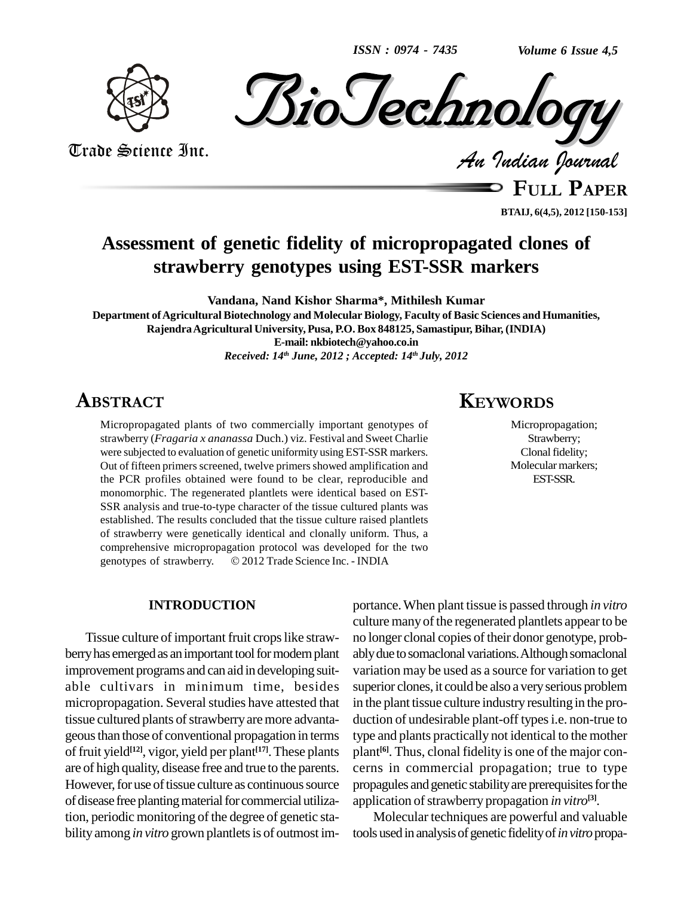# Assessment of genetic fidelity of micropropagated clones of strawberry genotypes using EST-SSR markers

**Vandana, Nand Kishor Sharma*, Mithilesh Kumar**

**Department of Agricultural Biotechnology and Molecular Biology, Faculty of Basic Sciences and Humanities, Rajendra Agricultural University, Pusa, P.O. Box 848125, Samastipur, Bihar, (INDIA)**

**E-mail: nkbiotech@yahoo.co.in**

***Received: 14th June, 2012 ; Accepted: 14th July, 2012***

## ABSTRACT

Micropropagated plants of two commercially important genotypes of strawberry (*Fragaria x ananassa* Duch.) viz. Festival and Sweet Charlie were subjected to evaluation of genetic uniformity using EST-SSR markers. Out of fifteen primers screened, twelve primers showed amplification and the PCR profiles obtained were found to be clear, reproducible and monomorphic. The regenerated plantlets were identical based on EST-SSR analysis and true-to-type character of the tissue cultured plants was established. The results concluded that the tissue culture raised plantlets of strawberry were genetically identical and clonally uniform. Thus, a comprehensive micropropagation protocol was developed for the two genotypes of strawberry. © 2012 Trade Science Inc. - INDIA

## KEYWORDS

Micropropagation;
Strawberry;
Clonal fidelity;
Molecular markers;
EST-SSR.

## INTRODUCTION

Tissue culture of important fruit crops like strawberry has emerged as an important tool for modern plant improvement programs and can aid in developing suitable cultivars in minimum time, besides micropropagation. Several studies have attested that tissue cultured plants of strawberry are more advantageous than those of conventional propagation in terms of fruit yield[12], vigor, yield per plant[17]. These plants are of high quality, disease free and true to the parents. However, for use of tissue culture as continuous source of disease free planting material for commercial utilization, periodic monitoring of the degree of genetic stability among *in vitro* grown plantlets is of outmost importance. When plant tissue is passed through *in vitro* culture many of the regenerated plantlets appear to be no longer clonal copies of their donor genotype, probably due to somaclonal variations. Although somaclonal variation may be used as a source for variation to get superior clones, it could be also a very serious problem in the plant tissue culture industry resulting in the production of undesirable plant-off types i.e. non-true to type and plants practically not identical to the mother plant[6]. Thus, clonal fidelity is one of the major concerns in commercial propagation; true to type propagules and genetic stability are prerequisites for the application of strawberry propagation *in vitro*[3].

Molecular techniques are powerful and valuable tools used in analysis of genetic fidelity of *in vitro* propa-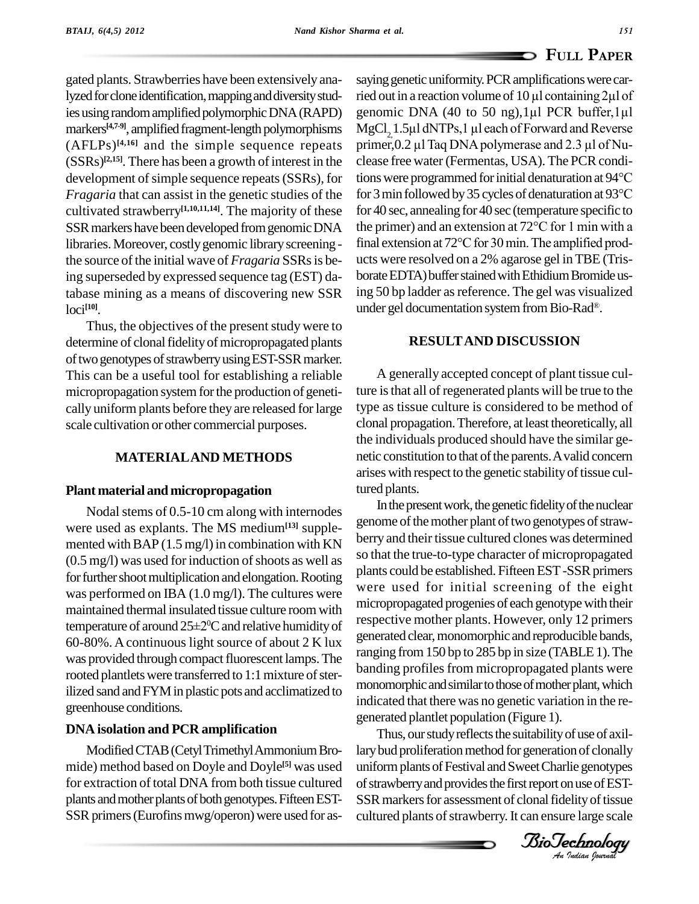gated plants. Strawberries have been extensively analyzed for clone identification, mapping and diversity studies using random amplified polymorphic DNA (RAPD) markers[4,7-9], amplified fragment-length polymorphisms (AFLPs)[4,16] and the simple sequence repeats (SSRs)[2,15]. There has been a growth of interest in the development of simple sequence repeats (SSRs), for *Fragaria* that can assist in the genetic studies of the cultivated strawberry[1,10,11,14]. The majority of these SSR markers have been developed from genomic DNA libraries. Moreover, costly genomic library screening - the source of the initial wave of *Fragaria* SSRs is being superseded by expressed sequence tag (EST) database mining as a means of discovering new SSR loci[10].

Thus, the objectives of the present study were to determine of clonal fidelity of micropropagated plants of two genotypes of strawberry using EST-SSR marker. This can be a useful tool for establishing a reliable micropropagation system for the production of genetically uniform plants before they are released for large scale cultivation or other commercial purposes.

## MATERIAL AND METHODS

### Plant material and micropropagation

Nodal stems of 0.5-10 cm along with internodes were used as explants. The MS medium[13] supplemented with BAP (1.5 mg/l) in combination with KN (0.5 mg/l) was used for induction of shoots as well as for further shoot multiplication and elongation. Rooting was performed on IBA (1.0 mg/l). The cultures were maintained thermal insulated tissue culture room with temperature of around 25±2$^0$C and relative humidity of 60-80%. A continuous light source of about 2 K lux was provided through compact fluorescent lamps. The rooted plantlets were transferred to 1:1 mixture of sterilized sand and FYM in plastic pots and acclimatized to greenhouse conditions.

### DNA isolation and PCR amplification

Modified CTAB (Cetyl Trimethyl Ammonium Bromide) method based on Doyle and Doyle[5] was used for extraction of total DNA from both tissue cultured plants and mother plants of both genotypes. Fifteen EST-SSR primers (Eurofins mwg/operon) were used for assaying genetic uniformity. PCR amplifications were carried out in a reaction volume of 10 µl containing 2µl of genomic DNA (40 to 50 ng), 1µl PCR buffer, 1µl $MgCl_2$ 1.5µl dNTPs, 1 µl each of Forward and Reverse primer, 0.2 µl Taq DNA polymerase and 2.3 µl of Nuclease free water (Fermentas, USA). The PCR conditions were programmed for initial denaturation at 94°C for 3 min followed by 35 cycles of denaturation at 93°C for 40 sec, annealing for 40 sec (temperature specific to the primer) and an extension at 72°C for 1 min with a final extension at 72°C for 30 min. The amplified products were resolved on a 2% agarose gel in TBE (Tris-borate EDTA) buffer stained with Ethidium Bromide using 50 bp ladder as reference. The gel was visualized under gel documentation system from Bio-Rad®.

## RESULT AND DISCUSSION

A generally accepted concept of plant tissue culture is that all of regenerated plants will be true to the type as tissue culture is considered to be method of clonal propagation. Therefore, at least theoretically, all the individuals produced should have the similar genetic constitution to that of the parents. A valid concern arises with respect to the genetic stability of tissue cultured plants.

In the present work, the genetic fidelity of the nuclear genome of the mother plant of two genotypes of strawberry and their tissue cultured clones was determined so that the true-to-type character of micropropagated plants could be established. Fifteen EST-SSR primers were used for initial screening of the eight micropropagated progenies of each genotype with their respective mother plants. However, only 12 primers generated clear, monomorphic and reproducible bands, ranging from 150 bp to 285 bp in size (TABLE 1). The banding profiles from micropropagated plants were monomorphic and similar to those of mother plant, which indicated that there was no genetic variation in the regenerated plantlet population (Figure 1).

Thus, our study reflects the suitability of use of axillary bud proliferation method for generation of clonally uniform plants of Festival and Sweet Charlie genotypes of strawberry and provides the first report on use of EST-SSR markers for assessment of clonal fidelity of tissue cultured plants of strawberry. It can ensure large scale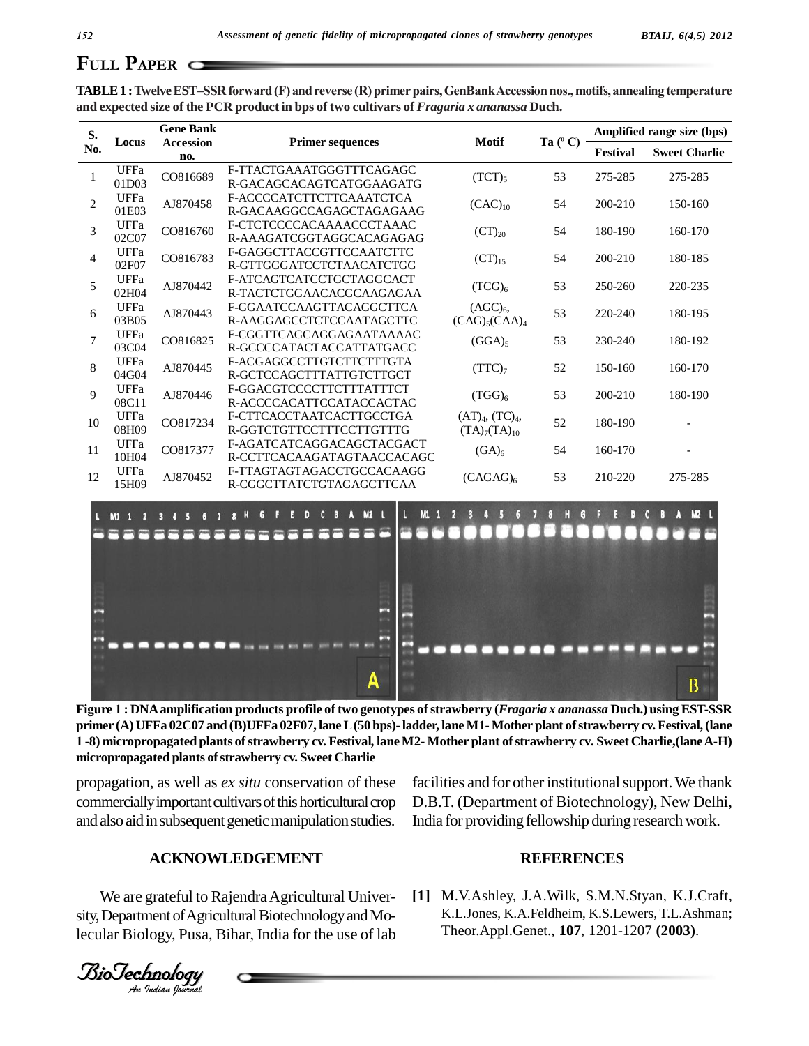## FULL PAPER

**TABLE 1 : Twelve EST–SSR forward (F) and reverse (R) primer pairs, GenBank Accession nos., motifs, annealing temperature and expected size of the PCR product in bps of two cultivars of *Fragaria x ananassa* Duch.**

| S. No. | Locus | Gene Bank Accession no. | Primer sequences | Motif | Ta (°C) | Amplified range size (bps) | |
|---|---|---|---|---|---|---|---|
| | | | | | | Festival | Sweet Charlie |
| 1 | UFFa 01D03 | CO816689 | F-TTACTGAAATGGGTTTCAGAGC R-GACAGCACAGTCATGGAAGATG | $(TCT)_5$ | 53 | 275-285 | 275-285 |
| 2 | UFFa 01E03 | AJ870458 | F-ACCCCATCTTCTTCAAATCTCA R-GACAAGGCCAGAGCTAGAGAAG | $(CAC)_{10}$ | 54 | 200-210 | 150-160 |
| 3 | UFFa 02C07 | CO816760 | F-CTCTCCCCACAAAACCCTAAAC R-AAAGATCGGTAGGCACAGAGAG | $(CT)_{20}$ | 54 | 180-190 | 160-170 |
| 4 | UFFa 02F07 | CO816783 | F-GAGGCTTACCGTTCCAATCTTC R-GTTGGGATCCTCTAACATCTGG | $(CT)_{15}$ | 54 | 200-210 | 180-185 |
| 5 | UFFa 02H04 | AJ870442 | F-ATCAGTCATCCTGCTAGGCACT R-TACTCTGGAACACGCAAGAGAA | $(TCG)_6$ | 53 | 250-260 | 220-235 |
| 6 | UFFa 03B05 | AJ870443 | F-GGAATCCAAGTTACAGGCTTCA R-AAGGAGCCTCTCCAATAGCTTC | $(AGC)_6$, $(CAG)_5(CAA)_4$ | 53 | 220-240 | 180-195 |
| 7 | UFFa 03C04 | CO816825 | F-CGGTTCAGCAGGAGAATAAAAC R-GCCCCATACTACCATTATGACC | $(GGA)_5$ | 53 | 230-240 | 180-192 |
| 8 | UFFa 04G04 | AJ870445 | F-ACGAGGCCTTGTCTTCTTTGTA R-GCTCCAGCTTTATTGTCTTGCT | $(TTC)_7$ | 52 | 150-160 | 160-170 |
| 9 | UFFa 08C11 | AJ870446 | F-GGACGTCCCCTTCTTTATTTCT R-ACCCCACATTCCATACCACTAC | $(TGG)_6$ | 53 | 200-210 | 180-190 |
| 10 | UFFa 08H09 | CO817234 | F-CTTCACCTAATCACTTGCCTGA R-GGTCTGTTCCTTTCCTTGTTTG | $(AT)_4$, $(TC)_4$, $(TA)_7(TA)_{10}$ | 52 | 180-190 | - |
| 11 | UFFa 10H04 | CO817377 | F-AGATCATCAGGACAGCTACGACT R-CCTTCACAAGATAGTAACCACAGC | $(GA)_6$ | 54 | 160-170 | - |
| 12 | UFFa 15H09 | AJ870452 | F-TTAGTAGTAGACCTGCCACAAGG R-CGGCTTATCTGTAGAGCTTCAA | $(CAGAG)_6$ | 53 | 210-220 | 275-285 |

**Figure 1 : DNA amplification products profile of two genotypes of strawberry (*Fragaria x ananassa* Duch.) using EST-SSR primer (A) UFFa 02C07 and (B)UFFa 02F07, lane L (50 bps)- ladder, lane M1- Mother plant of strawberry cv. Festival, (lane 1-8) micropropagated plants of strawberry cv. Festival, lane M2- Mother plant of strawberry cv. Sweet Charlie,(lane A-H) micropropagated plants of strawberry cv. Sweet Charlie**

propagation, as well as *ex situ* conservation of these commercially important cultivars of this horticultural crop and also aid in subsequent genetic manipulation studies.

### ACKNOWLEDGEMENT

We are grateful to Rajendra Agricultural University, Department of Agricultural Biotechnology and Molecular Biology, Pusa, Bihar, India for the use of lab facilities and for other institutional support. We thank D.B.T. (Department of Biotechnology), New Delhi, India for providing fellowship during research work.

### REFERENCES

[1] M.V.Ashley, J.A.Wilk, S.M.N.Styan, K.J.Craft, K.L.Jones, K.A.Feldheim, K.S.Lewers, T.L.Ashman; Theor.Appl.Genet., **107**, 1201-1207 **(2003)**.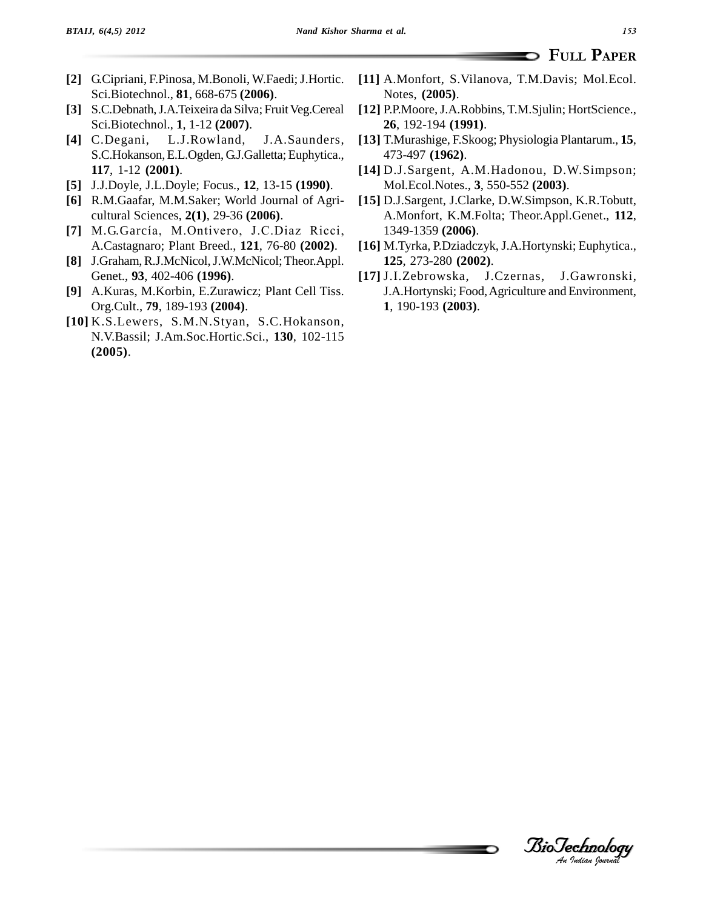[2] G.Cipriani, F.Pinosa, M.Bonoli, W.Faedi; J.Hortic. Sci.Biotechnol., **81**, 668-675 **(2006)**.

[3] S.C.Debnath, J.A.Teixeira da Silva; Fruit Veg.Cereal Sci.Biotechnol., **1**, 1-12 **(2007)**.

[4] C.Degani, L.J.Rowland, J.A.Saunders, S.C.Hokanson, E.L.Ogden, G.J.Galletta; Euphytica., **117**, 1-12 **(2001)**.

[5] J.J.Doyle, J.L.Doyle; Focus., **12**, 13-15 **(1990)**.

[6] R.M.Gaafar, M.M.Saker; World Journal of Agricultural Sciences, **2(1)**, 29-36 **(2006)**.

[7] M.G.García, M.Ontivero, J.C.Diaz Ricci, A.Castagnaro; Plant Breed., **121**, 76-80 **(2002)**.

[8] J.Graham, R.J.McNicol, J.W.McNicol; Theor.Appl. Genet., **93**, 402-406 **(1996)**.

[9] A.Kuras, M.Korbin, E.Zurawicz; Plant Cell Tiss. Org.Cult., **79**, 189-193 **(2004)**.

[10] K.S.Lewers, S.M.N.Styan, S.C.Hokanson, N.V.Bassil; J.Am.Soc.Hortic.Sci., **130**, 102-115 **(2005)**.

[11] A.Monfort, S.Vilanova, T.M.Davis; Mol.Ecol. Notes, **(2005)**.

[12] P.P.Moore, J.A.Robbins, T.M.Sjulin; HortScience., **26**, 192-194 **(1991)**.

[13] T.Murashige, F.Skoog; Physiologia Plantarum., **15**, 473-497 **(1962)**.

[14] D.J.Sargent, A.M.Hadonou, D.W.Simpson; Mol.Ecol.Notes., **3**, 550-552 **(2003)**.

[15] D.J.Sargent, J.Clarke, D.W.Simpson, K.R.Tobutt, A.Monfort, K.M.Folta; Theor.Appl.Genet., **112**, 1349-1359 **(2006)**.

[16] M.Tyrka, P.Dziadczyk, J.A.Hortynski; Euphytica., **125**, 273-280 **(2002)**.

[17] J.I.Zebrowska, J.Czernas, J.Gawronski, J.A.Hortynski; Food, Agriculture and Environment, **1**, 190-193 **(2003)**.